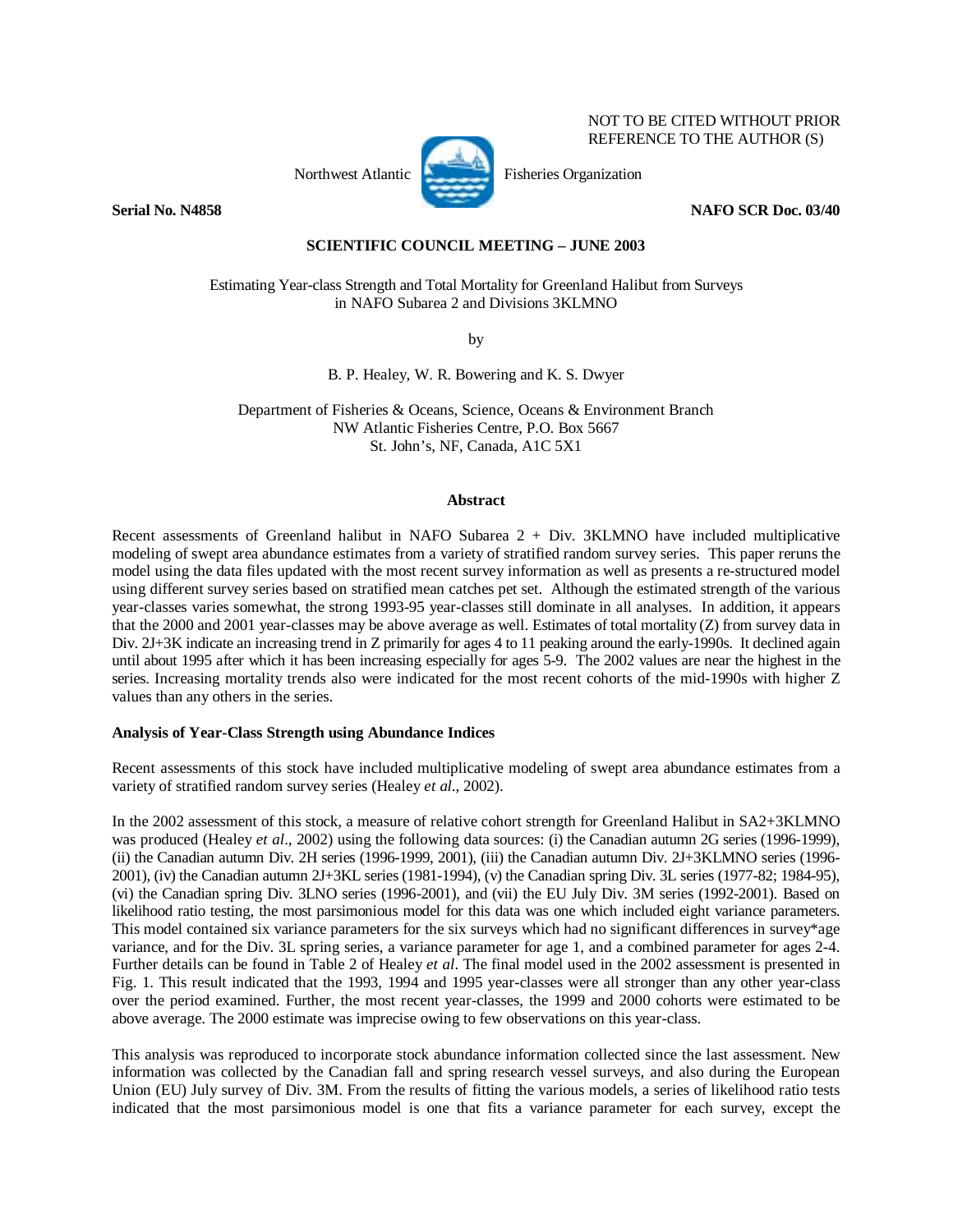NOT TO BE CITED WITHOUT PRIOR REFERENCE TO THE AUTHOR (S)

Northwest Atlantic Fisheries Organization

**Serial No. N4858** **NAFO SCR Doc. 03/40**

**SCIENTIFIC COUNCIL MEETING – JUNE 2003**

Estimating Year-class Strength and Total Mortality for Greenland Halibut from Surveys in NAFO Subarea 2 and Divisions 3KLMNO

by

B. P. Healey, W. R. Bowering and K. S. Dwyer

Department of Fisheries & Oceans, Science, Oceans & Environment Branch
NW Atlantic Fisheries Centre, P.O. Box 5667
St. John's, NF, Canada, A1C 5X1

## Abstract

Recent assessments of Greenland halibut in NAFO Subarea 2 + Div. 3KLMNO have included multiplicative modeling of swept area abundance estimates from a variety of stratified random survey series. This paper reruns the model using the data files updated with the most recent survey information as well as presents a re-structured model using different survey series based on stratified mean catches pet set. Although the estimated strength of the various year-classes varies somewhat, the strong 1993-95 year-classes still dominate in all analyses. In addition, it appears that the 2000 and 2001 year-classes may be above average as well. Estimates of total mortality (Z) from survey data in Div. 2J+3K indicate an increasing trend in Z primarily for ages 4 to 11 peaking around the early-1990s. It declined again until about 1995 after which it has been increasing especially for ages 5-9. The 2002 values are near the highest in the series. Increasing mortality trends also were indicated for the most recent cohorts of the mid-1990s with higher Z values than any others in the series.

**Analysis of Year-Class Strength using Abundance Indices**

Recent assessments of this stock have included multiplicative modeling of swept area abundance estimates from a variety of stratified random survey series (Healey *et al*., 2002).

In the 2002 assessment of this stock, a measure of relative cohort strength for Greenland Halibut in SA2+3KLMNO was produced (Healey *et al*., 2002) using the following data sources: (i) the Canadian autumn 2G series (1996-1999), (ii) the Canadian autumn Div. 2H series (1996-1999, 2001), (iii) the Canadian autumn Div. 2J+3KLMNO series (1996-2001), (iv) the Canadian autumn 2J+3KL series (1981-1994), (v) the Canadian spring Div. 3L series (1977-82; 1984-95), (vi) the Canadian spring Div. 3LNO series (1996-2001), and (vii) the EU July Div. 3M series (1992-2001). Based on likelihood ratio testing, the most parsimonious model for this data was one which included eight variance parameters. This model contained six variance parameters for the six surveys which had no significant differences in survey*age variance, and for the Div. 3L spring series, a variance parameter for age 1, and a combined parameter for ages 2-4. Further details can be found in Table 2 of Healey *et al*. The final model used in the 2002 assessment is presented in Fig. 1. This result indicated that the 1993, 1994 and 1995 year-classes were all stronger than any other year-class over the period examined. Further, the most recent year-classes, the 1999 and 2000 cohorts were estimated to be above average. The 2000 estimate was imprecise owing to few observations on this year-class.

This analysis was reproduced to incorporate stock abundance information collected since the last assessment. New information was collected by the Canadian fall and spring research vessel surveys, and also during the European Union (EU) July survey of Div. 3M. From the results of fitting the various models, a series of likelihood ratio tests indicated that the most parsimonious model is one that fits a variance parameter for each survey, except the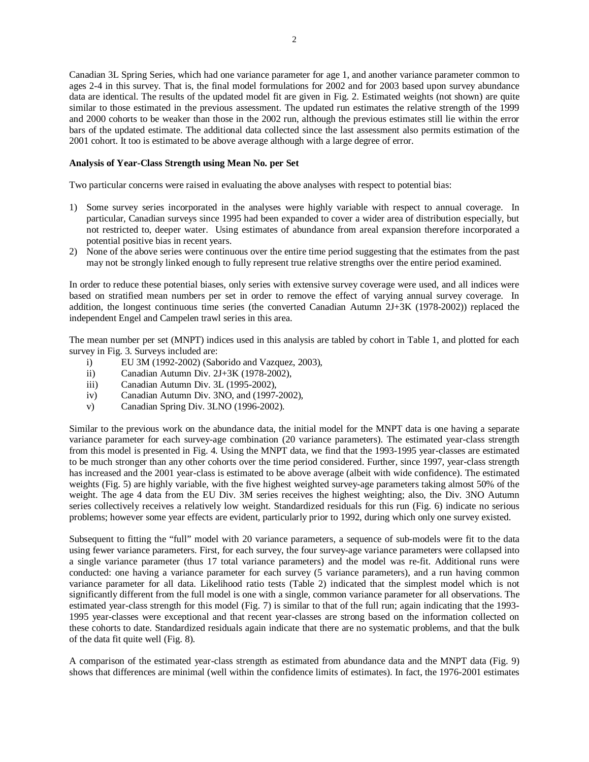Canadian 3L Spring Series, which had one variance parameter for age 1, and another variance parameter common to ages 2-4 in this survey. That is, the final model formulations for 2002 and for 2003 based upon survey abundance data are identical. The results of the updated model fit are given in Fig. 2. Estimated weights (not shown) are quite similar to those estimated in the previous assessment. The updated run estimates the relative strength of the 1999 and 2000 cohorts to be weaker than those in the 2002 run, although the previous estimates still lie within the error bars of the updated estimate. The additional data collected since the last assessment also permits estimation of the 2001 cohort. It too is estimated to be above average although with a large degree of error.

**Analysis of Year-Class Strength using Mean No. per Set**

Two particular concerns were raised in evaluating the above analyses with respect to potential bias:

1) Some survey series incorporated in the analyses were highly variable with respect to annual coverage. In particular, Canadian surveys since 1995 had been expanded to cover a wider area of distribution especially, but not restricted to, deeper water. Using estimates of abundance from areal expansion therefore incorporated a potential positive bias in recent years.
2) None of the above series were continuous over the entire time period suggesting that the estimates from the past may not be strongly linked enough to fully represent true relative strengths over the entire period examined.

In order to reduce these potential biases, only series with extensive survey coverage were used, and all indices were based on stratified mean numbers per set in order to remove the effect of varying annual survey coverage. In addition, the longest continuous time series (the converted Canadian Autumn 2J+3K (1978-2002)) replaced the independent Engel and Campelen trawl series in this area.

The mean number per set (MNPT) indices used in this analysis are tabled by cohort in Table 1, and plotted for each survey in Fig. 3. Surveys included are:

i) EU 3M (1992-2002) (Saborido and Vazquez, 2003),
ii) Canadian Autumn Div. 2J+3K (1978-2002),
iii) Canadian Autumn Div. 3L (1995-2002),
iv) Canadian Autumn Div. 3NO, and (1997-2002),
v) Canadian Spring Div. 3LNO (1996-2002).

Similar to the previous work on the abundance data, the initial model for the MNPT data is one having a separate variance parameter for each survey-age combination (20 variance parameters). The estimated year-class strength from this model is presented in Fig. 4. Using the MNPT data, we find that the 1993-1995 year-classes are estimated to be much stronger than any other cohorts over the time period considered. Further, since 1997, year-class strength has increased and the 2001 year-class is estimated to be above average (albeit with wide confidence). The estimated weights (Fig. 5) are highly variable, with the five highest weighted survey-age parameters taking almost 50% of the weight. The age 4 data from the EU Div. 3M series receives the highest weighting; also, the Div. 3NO Autumn series collectively receives a relatively low weight. Standardized residuals for this run (Fig. 6) indicate no serious problems; however some year effects are evident, particularly prior to 1992, during which only one survey existed.

Subsequent to fitting the "full" model with 20 variance parameters, a sequence of sub-models were fit to the data using fewer variance parameters. First, for each survey, the four survey-age variance parameters were collapsed into a single variance parameter (thus 17 total variance parameters) and the model was re-fit. Additional runs were conducted: one having a variance parameter for each survey (5 variance parameters), and a run having common variance parameter for all data. Likelihood ratio tests (Table 2) indicated that the simplest model which is not significantly different from the full model is one with a single, common variance parameter for all observations. The estimated year-class strength for this model (Fig. 7) is similar to that of the full run; again indicating that the 1993-1995 year-classes were exceptional and that recent year-classes are strong based on the information collected on these cohorts to date. Standardized residuals again indicate that there are no systematic problems, and that the bulk of the data fit quite well (Fig. 8).

A comparison of the estimated year-class strength as estimated from abundance data and the MNPT data (Fig. 9) shows that differences are minimal (well within the confidence limits of estimates). In fact, the 1976-2001 estimates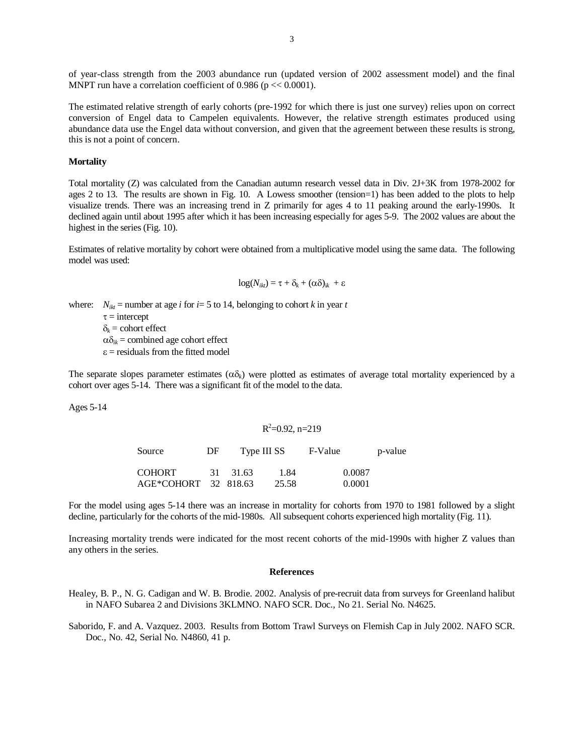of year-class strength from the 2003 abundance run (updated version of 2002 assessment model) and the final MNPT run have a correlation coefficient of 0.986 ($p << 0.0001$).

The estimated relative strength of early cohorts (pre-1992 for which there is just one survey) relies upon on correct conversion of Engel data to Campelen equivalents. However, the relative strength estimates produced using abundance data use the Engel data without conversion, and given that the agreement between these results is strong, this is not a point of concern.

**Mortality**

Total mortality (Z) was calculated from the Canadian autumn research vessel data in Div. 2J+3K from 1978-2002 for ages 2 to 13. The results are shown in Fig. 10. A Lowess smoother (tension=1) has been added to the plots to help visualize trends. There was an increasing trend in Z primarily for ages 4 to 11 peaking around the early-1990s. It declined again until about 1995 after which it has been increasing especially for ages 5-9. The 2002 values are about the highest in the series (Fig. 10).

Estimates of relative mortality by cohort were obtained from a multiplicative model using the same data. The following model was used:

$$\log(N_{ikt}) = \tau + \delta_k + (\alpha\delta)_{ik} + \varepsilon$$

where: $N_{ikt}$ = number at age $i$ for $i$= 5 to 14, belonging to cohort $k$ in year $t$
$\tau$ = intercept
$\delta_k$ = cohort effect
$\alpha\delta_{ik}$ = combined age cohort effect
$\varepsilon$ = residuals from the fitted model

The separate slopes parameter estimates ($\alpha\delta_k$) were plotted as estimates of average total mortality experienced by a cohort over ages 5-14. There was a significant fit of the model to the data.

Ages 5-14

$R^2$=0.92, n=219

| Source | DF | Type III SS | F-Value | p-value |
|---|---|---|---|---|
| COHORT | 31 | 31.63 | 1.84 | 0.0087 |
| AGE*COHORT | 32 | 818.63 | 25.58 | 0.0001 |

For the model using ages 5-14 there was an increase in mortality for cohorts from 1970 to 1981 followed by a slight decline, particularly for the cohorts of the mid-1980s. All subsequent cohorts experienced high mortality (Fig. 11).

Increasing mortality trends were indicated for the most recent cohorts of the mid-1990s with higher Z values than any others in the series.

**References**

Healey, B. P., N. G. Cadigan and W. B. Brodie. 2002. Analysis of pre-recruit data from surveys for Greenland halibut in NAFO Subarea 2 and Divisions 3KLMNO. NAFO SCR. Doc., No 21. Serial No. N4625.

Saborido, F. and A. Vazquez. 2003. Results from Bottom Trawl Surveys on Flemish Cap in July 2002. NAFO SCR. Doc., No. 42, Serial No. N4860, 41 p.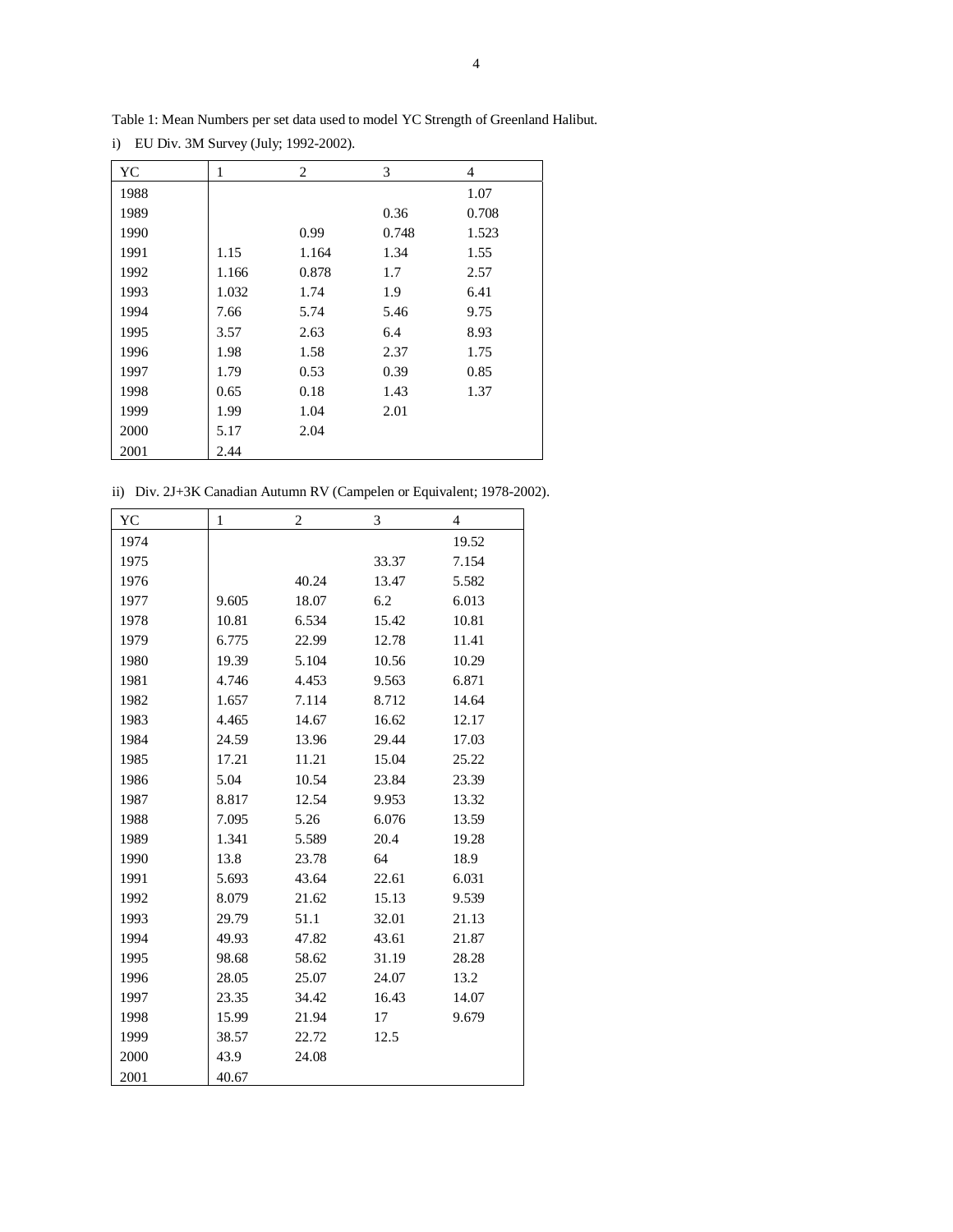Table 1: Mean Numbers per set data used to model YC Strength of Greenland Halibut.

i) EU Div. 3M Survey (July; 1992-2002).

| YC | 1 | 2 | 3 | 4 |
|---|---|---|---|---|
| 1988 | | | | 1.07 |
| 1989 | | | 0.36 | 0.708 |
| 1990 | | 0.99 | 0.748 | 1.523 |
| 1991 | 1.15 | 1.164 | 1.34 | 1.55 |
| 1992 | 1.166 | 0.878 | 1.7 | 2.57 |
| 1993 | 1.032 | 1.74 | 1.9 | 6.41 |
| 1994 | 7.66 | 5.74 | 5.46 | 9.75 |
| 1995 | 3.57 | 2.63 | 6.4 | 8.93 |
| 1996 | 1.98 | 1.58 | 2.37 | 1.75 |
| 1997 | 1.79 | 0.53 | 0.39 | 0.85 |
| 1998 | 0.65 | 0.18 | 1.43 | 1.37 |
| 1999 | 1.99 | 1.04 | 2.01 | |
| 2000 | 5.17 | 2.04 | | |
| 2001 | 2.44 | | | |

ii) Div. 2J+3K Canadian Autumn RV (Campelen or Equivalent; 1978-2002).

| YC | 1 | 2 | 3 | 4 |
|---|---|---|---|---|
| 1974 | | | | 19.52 |
| 1975 | | | 33.37 | 7.154 |
| 1976 | | 40.24 | 13.47 | 5.582 |
| 1977 | 9.605 | 18.07 | 6.2 | 6.013 |
| 1978 | 10.81 | 6.534 | 15.42 | 10.81 |
| 1979 | 6.775 | 22.99 | 12.78 | 11.41 |
| 1980 | 19.39 | 5.104 | 10.56 | 10.29 |
| 1981 | 4.746 | 4.453 | 9.563 | 6.871 |
| 1982 | 1.657 | 7.114 | 8.712 | 14.64 |
| 1983 | 4.465 | 14.67 | 16.62 | 12.17 |
| 1984 | 24.59 | 13.96 | 29.44 | 17.03 |
| 1985 | 17.21 | 11.21 | 15.04 | 25.22 |
| 1986 | 5.04 | 10.54 | 23.84 | 23.39 |
| 1987 | 8.817 | 12.54 | 9.953 | 13.32 |
| 1988 | 7.095 | 5.26 | 6.076 | 13.59 |
| 1989 | 1.341 | 5.589 | 20.4 | 19.28 |
| 1990 | 13.8 | 23.78 | 64 | 18.9 |
| 1991 | 5.693 | 43.64 | 22.61 | 6.031 |
| 1992 | 8.079 | 21.62 | 15.13 | 9.539 |
| 1993 | 29.79 | 51.1 | 32.01 | 21.13 |
| 1994 | 49.93 | 47.82 | 43.61 | 21.87 |
| 1995 | 98.68 | 58.62 | 31.19 | 28.28 |
| 1996 | 28.05 | 25.07 | 24.07 | 13.2 |
| 1997 | 23.35 | 34.42 | 16.43 | 14.07 |
| 1998 | 15.99 | 21.94 | 17 | 9.679 |
| 1999 | 38.57 | 22.72 | 12.5 | |
| 2000 | 43.9 | 24.08 | | |
| 2001 | 40.67 | | | |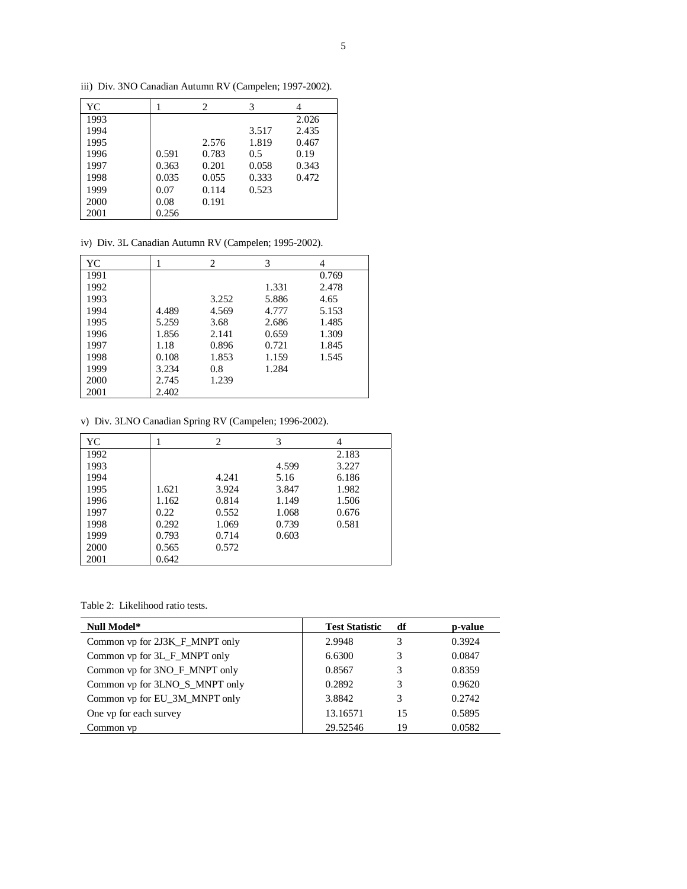iii) Div. 3NO Canadian Autumn RV (Campelen; 1997-2002).

| YC | 1 | 2 | 3 | 4 |
|---|---|---|---|---|
| 1993 | | | | 2.026 |
| 1994 | | | 3.517 | 2.435 |
| 1995 | | 2.576 | 1.819 | 0.467 |
| 1996 | 0.591 | 0.783 | 0.5 | 0.19 |
| 1997 | 0.363 | 0.201 | 0.058 | 0.343 |
| 1998 | 0.035 | 0.055 | 0.333 | 0.472 |
| 1999 | 0.07 | 0.114 | 0.523 | |
| 2000 | 0.08 | 0.191 | | |
| 2001 | 0.256 | | | |

iv) Div. 3L Canadian Autumn RV (Campelen; 1995-2002).

| YC | 1 | 2 | 3 | 4 |
|---|---|---|---|---|
| 1991 | | | | 0.769 |
| 1992 | | | 1.331 | 2.478 |
| 1993 | | 3.252 | 5.886 | 4.65 |
| 1994 | 4.489 | 4.569 | 4.777 | 5.153 |
| 1995 | 5.259 | 3.68 | 2.686 | 1.485 |
| 1996 | 1.856 | 2.141 | 0.659 | 1.309 |
| 1997 | 1.18 | 0.896 | 0.721 | 1.845 |
| 1998 | 0.108 | 1.853 | 1.159 | 1.545 |
| 1999 | 3.234 | 0.8 | 1.284 | |
| 2000 | 2.745 | 1.239 | | |
| 2001 | 2.402 | | | |

v) Div. 3LNO Canadian Spring RV (Campelen; 1996-2002).

| YC | 1 | 2 | 3 | 4 |
|---|---|---|---|---|
| 1992 | | | | 2.183 |
| 1993 | | | 4.599 | 3.227 |
| 1994 | | 4.241 | 5.16 | 6.186 |
| 1995 | 1.621 | 3.924 | 3.847 | 1.982 |
| 1996 | 1.162 | 0.814 | 1.149 | 1.506 |
| 1997 | 0.22 | 0.552 | 1.068 | 0.676 |
| 1998 | 0.292 | 1.069 | 0.739 | 0.581 |
| 1999 | 0.793 | 0.714 | 0.603 | |
| 2000 | 0.565 | 0.572 | | |
| 2001 | 0.642 | | | |

Table 2: Likelihood ratio tests.

| Null Model* | Test Statistic | df | p-value |
|---|---|---|---|
| Common vp for 2J3K_F_MNPT only | 2.9948 | 3 | 0.3924 |
| Common vp for 3L_F_MNPT only | 6.6300 | 3 | 0.0847 |
| Common vp for 3NO_F_MNPT only | 0.8567 | 3 | 0.8359 |
| Common vp for 3LNO_S_MNPT only | 0.2892 | 3 | 0.9620 |
| Common vp for EU_3M_MNPT only | 3.8842 | 3 | 0.2742 |
| One vp for each survey | 13.16571 | 15 | 0.5895 |
| Common vp | 29.52546 | 19 | 0.0582 |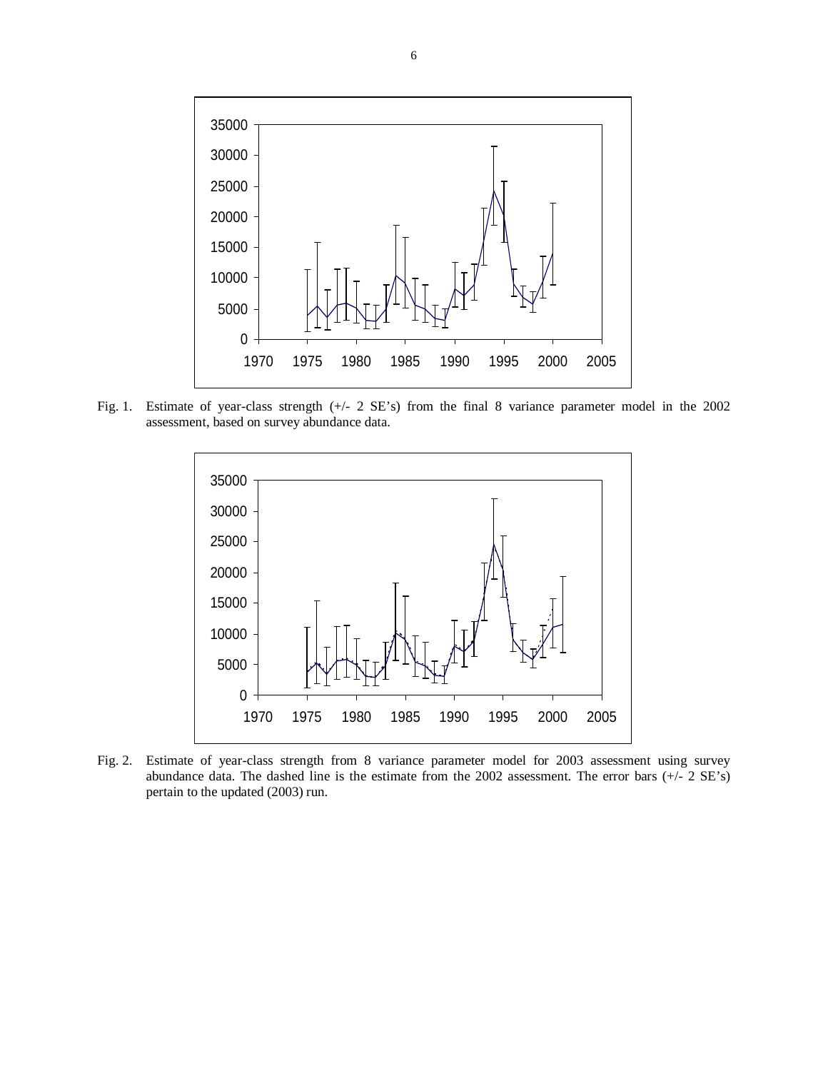35000
30000
25000
20000
15000
10000
5000
0
1970 1975 1980 1985 1990 1995 2000 2005

Fig. 1. Estimate of year-class strength (+/- 2 SE's) from the final 8 variance parameter model in the 2002 assessment, based on survey abundance data.

35000
30000
25000
20000
15000
10000
5000
0
1970 1975 1980 1985 1990 1995 2000 2005

Fig. 2. Estimate of year-class strength from 8 variance parameter model for 2003 assessment using survey abundance data. The dashed line is the estimate from the 2002 assessment. The error bars (+/- 2 SE's) pertain to the updated (2003) run.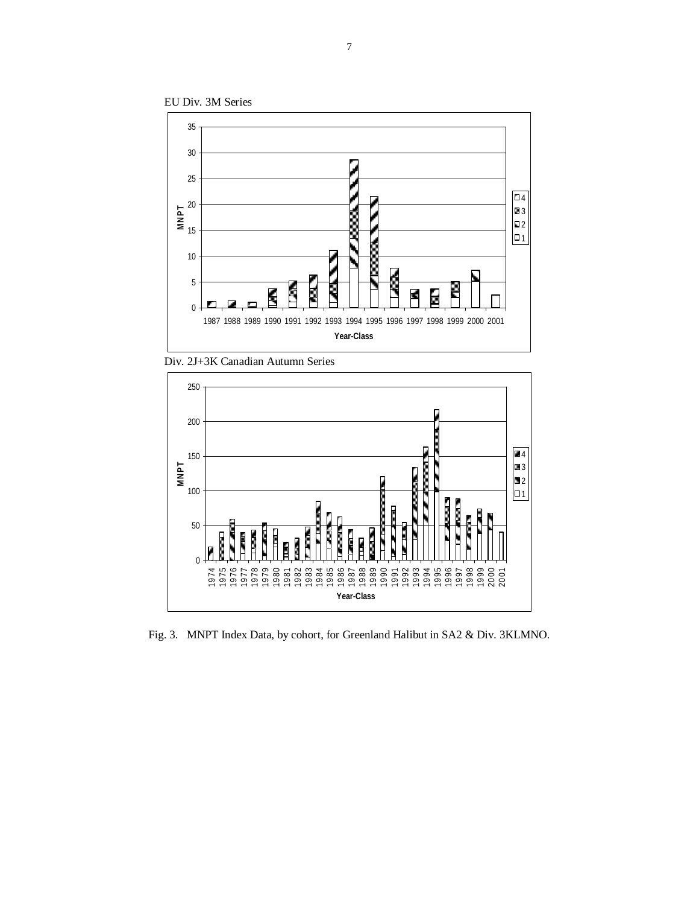EU Div. 3M Series

35
30
25
20
15
10
5
0

MNPT

1987 1988 1989 1990 1991 1992 1993 1994 1995 1996 1997 1998 1999 2000 2001

Year-Class

4
3
2
1

Div. 2J+3K Canadian Autumn Series

250
200
150
100
50
0

MNPT

1974 1975 1976 1977 1978 1979 1980 1981 1982 1983 1984 1985 1986 1987 1988 1989 1990 1991 1992 1993 1994 1995 1996 1997 1998 1999 2000 2001

Year-Class

4
3
2
1

Fig. 3. MNPT Index Data, by cohort, for Greenland Halibut in SA2 & Div. 3KLMNO.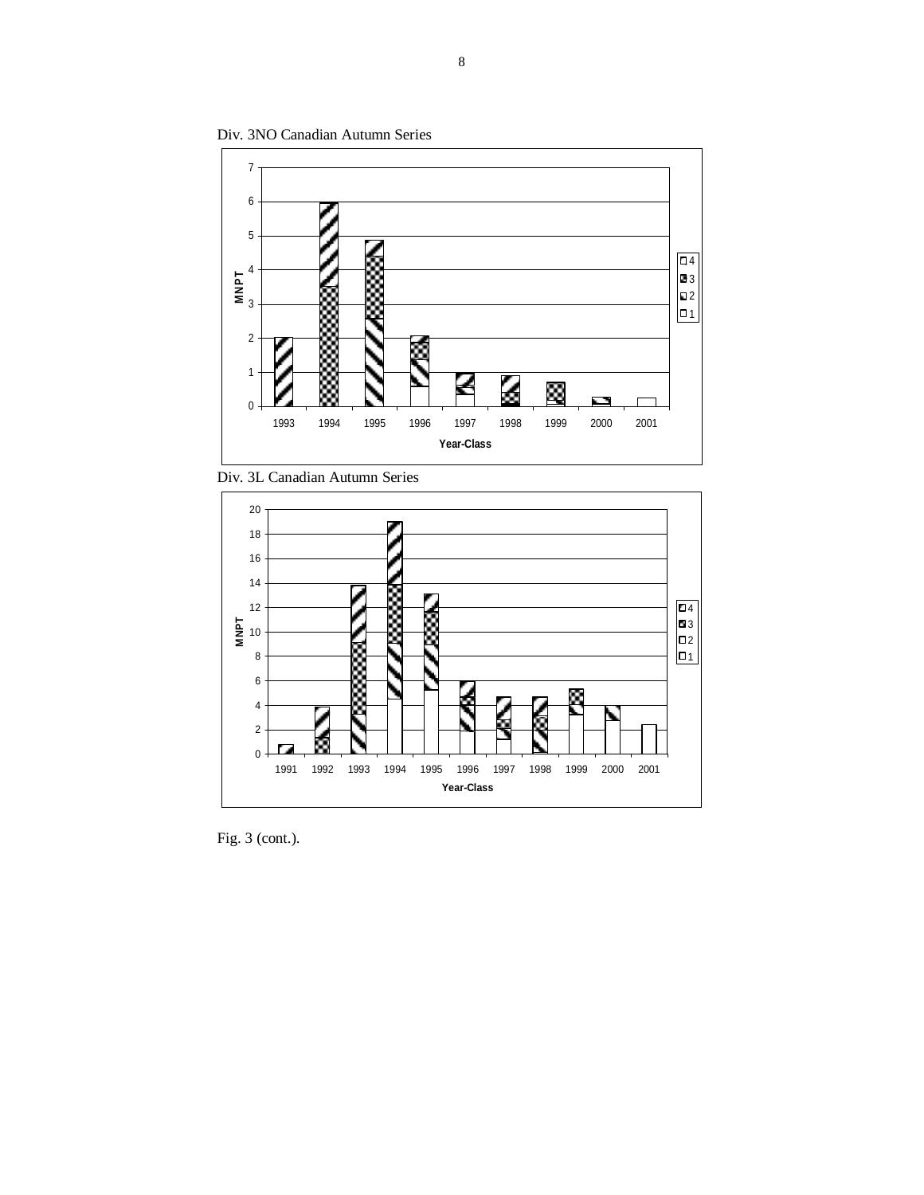Div. 3NO Canadian Autumn Series

MNPT

7
6
5
4
3
2
1
0

1993 1994 1995 1996 1997 1998 1999 2000 2001

Year-Class

4
3
2
1

Div. 3L Canadian Autumn Series

MNPT

20
18
16
14
12
10
8
6
4
2
0

1991 1992 1993 1994 1995 1996 1997 1998 1999 2000 2001

Year-Class

4
3
2
1

Fig. 3 (cont.).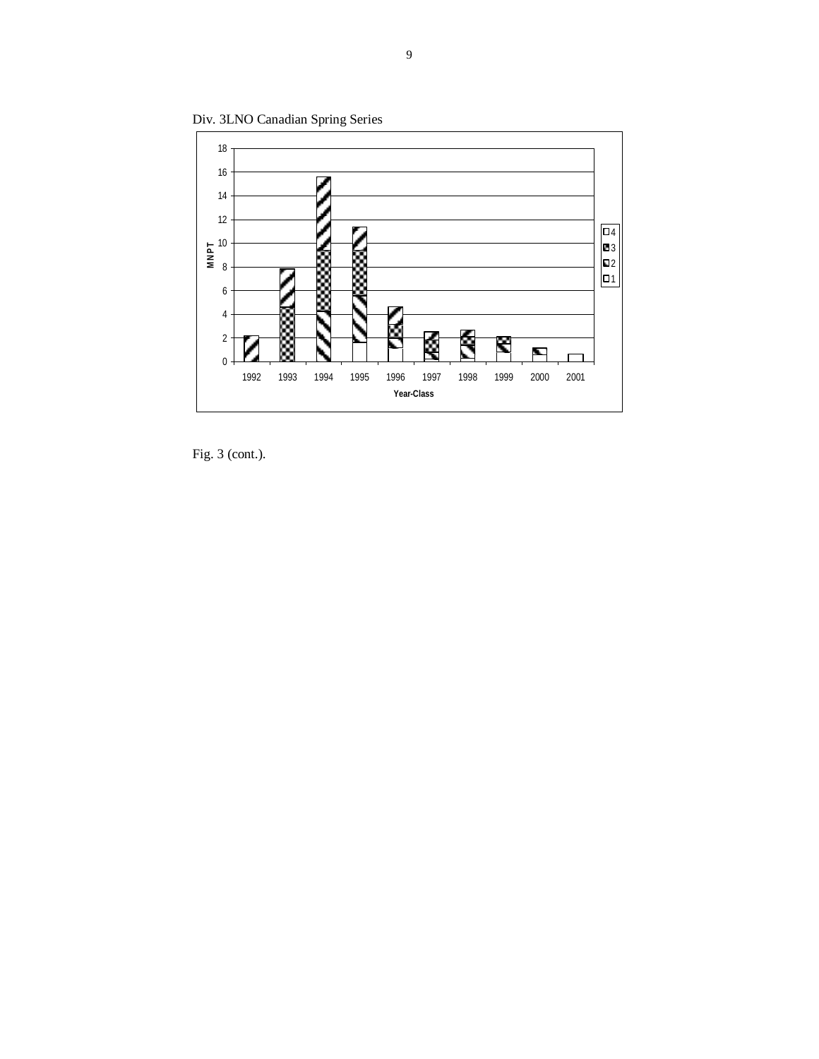Div. 3LNO Canadian Spring Series

Fig. 3 (cont.).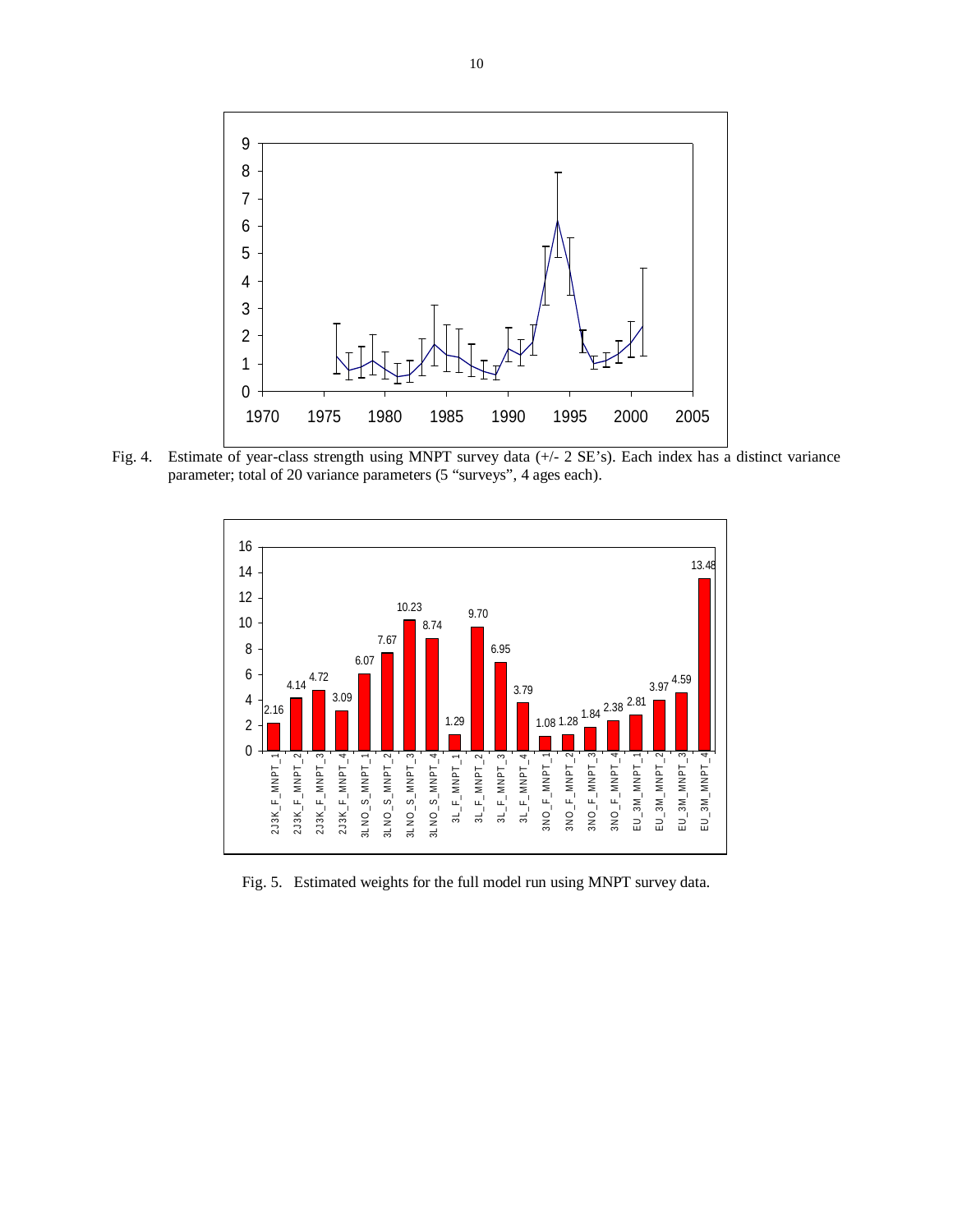9
8
7
6
5
4
3
2
1
0
1970 1975 1980 1985 1990 1995 2000 2005

Fig. 4. Estimate of year-class strength using MNPT survey data (+/- 2 SE's). Each index has a distinct variance parameter; total of 20 variance parameters (5 "surveys", 4 ages each).

16
14
12
10
8
6
4
2
0

2.16 4.14 4.72 3.09 6.07 7.67 10.23 8.74 1.29 9.70 6.95 3.79 1.08 1.28 1.84 2.38 2.81 3.97 4.59 13.48

2J3K_F_MNPT_1
2J3K_F_MNPT_2
2J3K_F_MNPT_3
2J3K_F_MNPT_4
3LNO_S_MNPT_1
3LNO_S_MNPT_2
3LNO_S_MNPT_3
3LNO_S_MNPT_4
3L_F_MNPT_1
3L_F_MNPT_2
3L_F_MNPT_3
3L_F_MNPT_4
3NO_F_MNPT_1
3NO_F_MNPT_2
3NO_F_MNPT_3
3NO_F_MNPT_4
EU_3M_MNPT_1
EU_3M_MNPT_2
EU_3M_MNPT_3
EU_3M_MNPT_4

Fig. 5. Estimated weights for the full model run using MNPT survey data.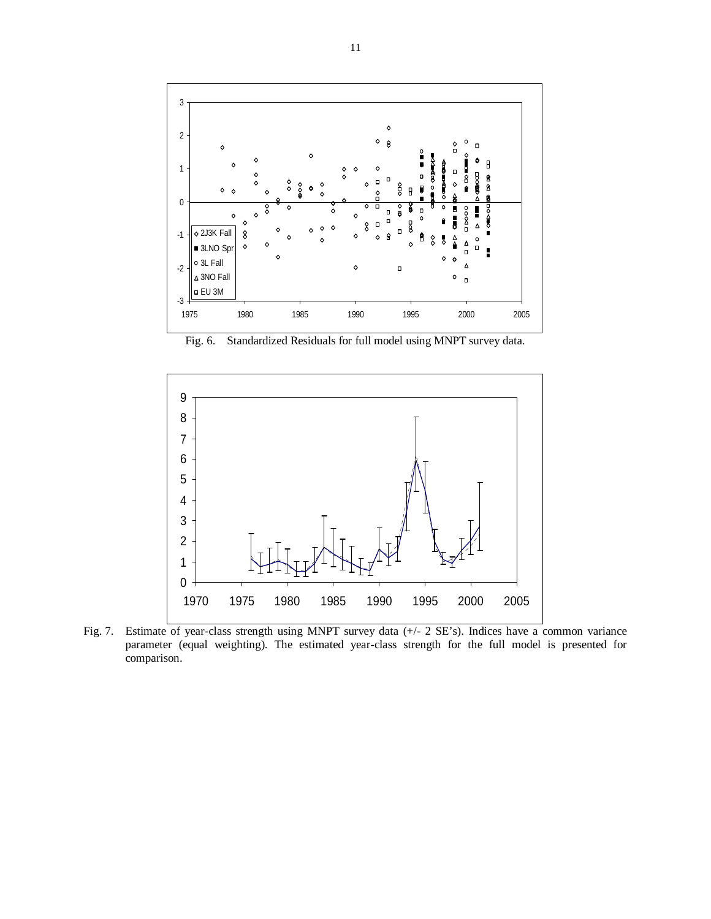3
2
1
0
-1
-2
-3
1975 1980 1985 1990 1995 2000 2005

2J3K Fall
3LNO Spr
3L Fall
3NO Fall
EU 3M

Fig. 6. Standardized Residuals for full model using MNPT survey data.

9
8
7
6
5
4
3
2
1
0
1970 1975 1980 1985 1990 1995 2000 2005

Fig. 7. Estimate of year-class strength using MNPT survey data (+/- 2 SE's). Indices have a common variance parameter (equal weighting). The estimated year-class strength for the full model is presented for comparison.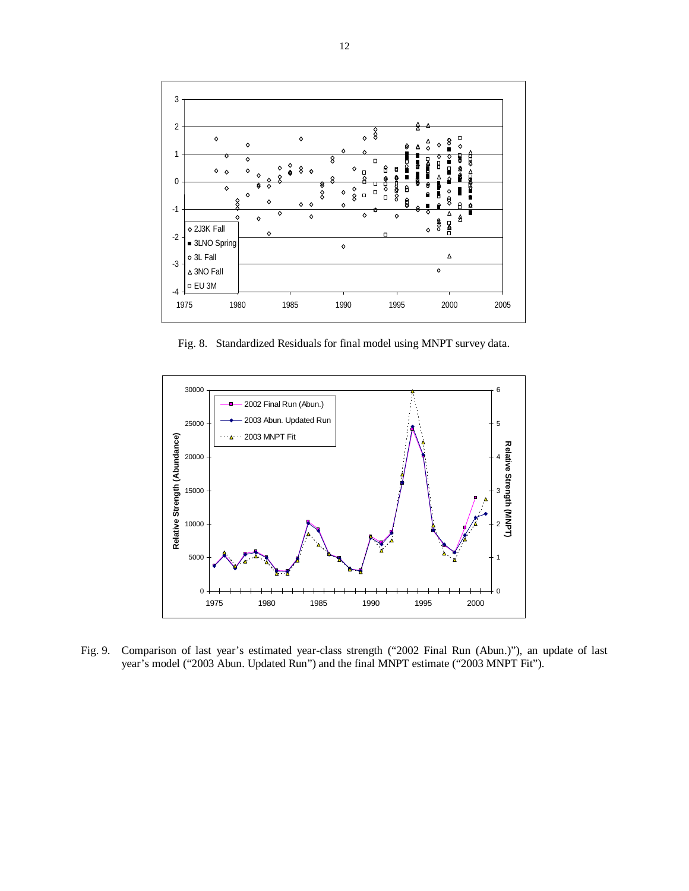3
2
1
0
-1
-2
-3
-4
1975 1980 1985 1990 1995 2000 2005

◇ 2J3K Fall
■ 3LNO Spring
○ 3L Fall
△ 3NO Fall
□ EU 3M

Fig. 8. Standardized Residuals for final model using MNPT survey data.

Relative Strength (Abundance)
30000
25000
20000
15000
10000
5000
0
1975 1980 1985 1990 1995 2000

Relative Strength (MNPT)
6
5
4
3
2
1
0

2002 Final Run (Abun.)
2003 Abun. Updated Run
2003 MNPT Fit

Fig. 9. Comparison of last year's estimated year-class strength ("2002 Final Run (Abun.)"), an update of last year's model ("2003 Abun. Updated Run") and the final MNPT estimate ("2003 MNPT Fit").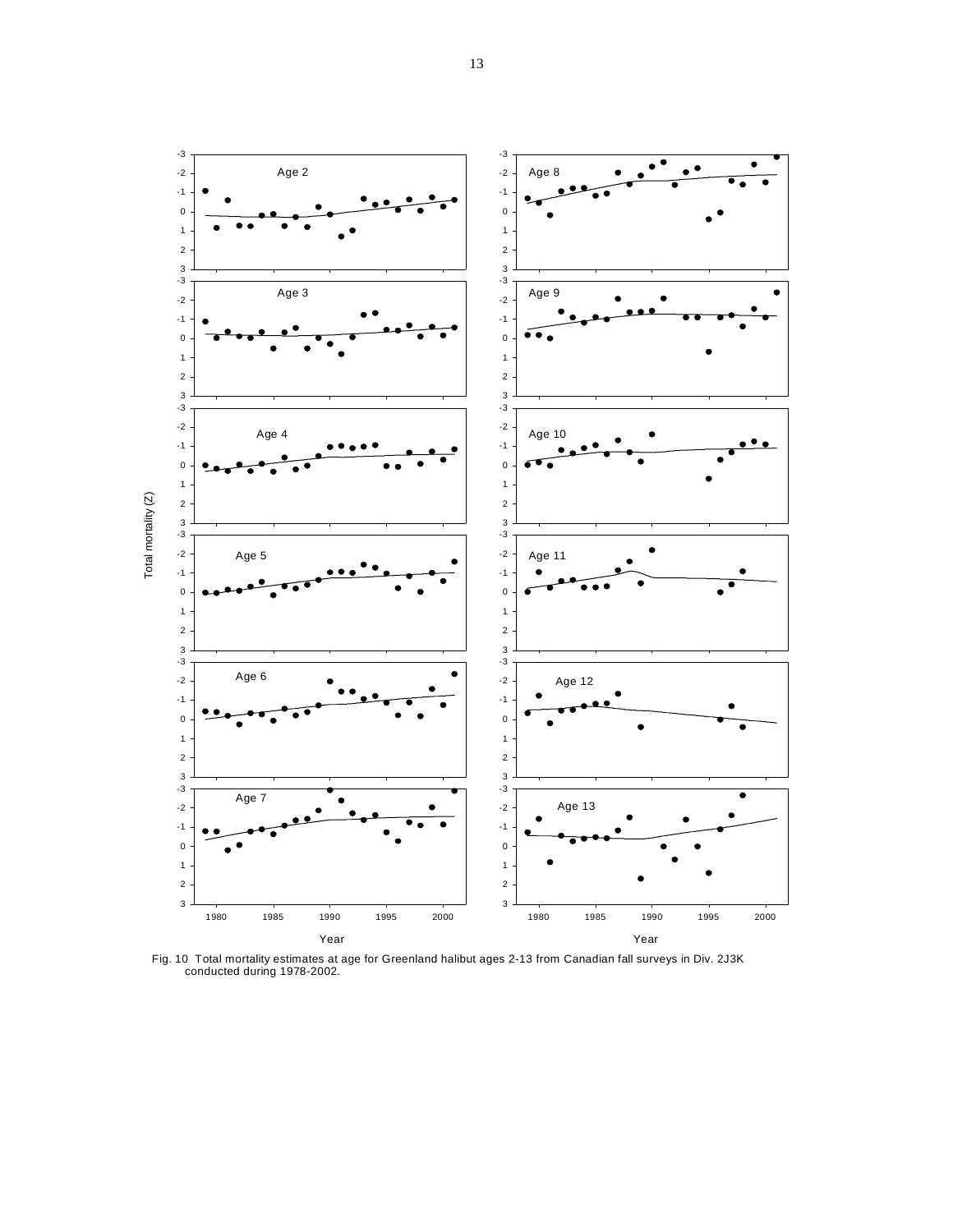Age 2

Age 3

Age 4

Age 5

Age 6

Age 7

Age 8

Age 9

Age 10

Age 11

Age 12

Age 13

Total mortality (Z)

-3 -2 -1 0 1 2 3

1980 1985 1990 1995 2000

Year

Fig. 10 Total mortality estimates at age for Greenland halibut ages 2-13 from Canadian fall surveys in Div. 2J3K conducted during 1978-2002.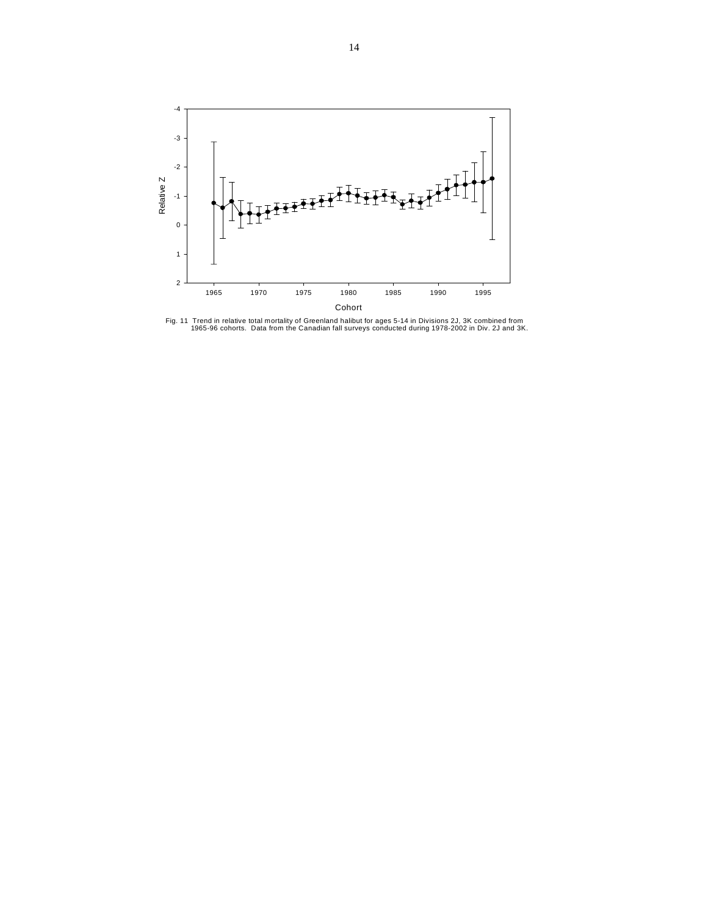-4
-3
-2
-1
0
1
2

Relative Z

1965
1970
1975
1980
1985
1990
1995

Cohort

Fig. 11 Trend in relative total mortality of Greenland halibut for ages 5-14 in Divisions 2J, 3K combined from 1965-96 cohorts. Data from the Canadian fall surveys conducted during 1978-2002 in Div. 2J and 3K.